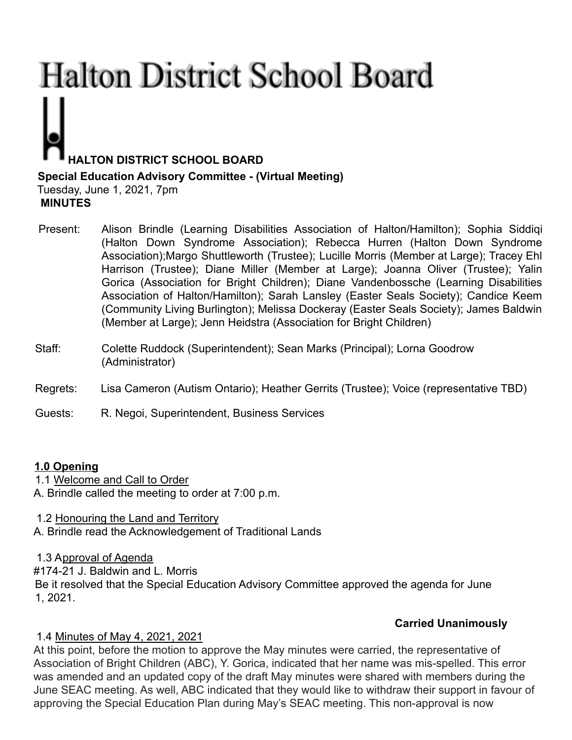# Halton District School Board

**HALTON DISTRICT SCHOOL BOARD**

**Special Education Advisory Committee - (Virtual Meeting)**

Tuesday, June 1, 2021, 7pm

**MINUTES**

Present: Alison Brindle (Learning Disabilities Association of Halton/Hamilton); Sophia Siddiqi (Halton Down Syndrome Association); Rebecca Hurren (Halton Down Syndrome Association);Margo Shuttleworth (Trustee); Lucille Morris (Member at Large); Tracey Ehl Harrison (Trustee); Diane Miller (Member at Large); Joanna Oliver (Trustee); Yalin Gorica (Association for Bright Children); Diane Vandenbossche (Learning Disabilities Association of Halton/Hamilton); Sarah Lansley (Easter Seals Society); Candice Keem (Community Living Burlington); Melissa Dockeray (Easter Seals Society); James Baldwin (Member at Large); Jenn Heidstra (Association for Bright Children)

Staff: Colette Ruddock (Superintendent); Sean Marks (Principal); Lorna Goodrow (Administrator)

Regrets: Lisa Cameron (Autism Ontario); Heather Gerrits (Trustee); Voice (representative TBD)

Guests: R. Negoi, Superintendent, Business Services

## 1.0 Opening

1.1 Welcome and Call to Order

A. Brindle called the meeting to order at 7:00 p.m.

1.2 Honouring the Land and Territory

A. Brindle read the Acknowledgement of Traditional Lands

1.3 Approval of Agenda

#174-21 J. Baldwin and L. Morris

Be it resolved that the Special Education Advisory Committee approved the agenda for June 1, 2021.

**Carried Unanimously**

1.4 Minutes of May 4, 2021, 2021

At this point, before the motion to approve the May minutes were carried, the representative of Association of Bright Children (ABC), Y. Gorica, indicated that her name was mis-spelled. This error was amended and an updated copy of the draft May minutes were shared with members during the June SEAC meeting. As well, ABC indicated that they would like to withdraw their support in favour of approving the Special Education Plan during May's SEAC meeting. This non-approval is now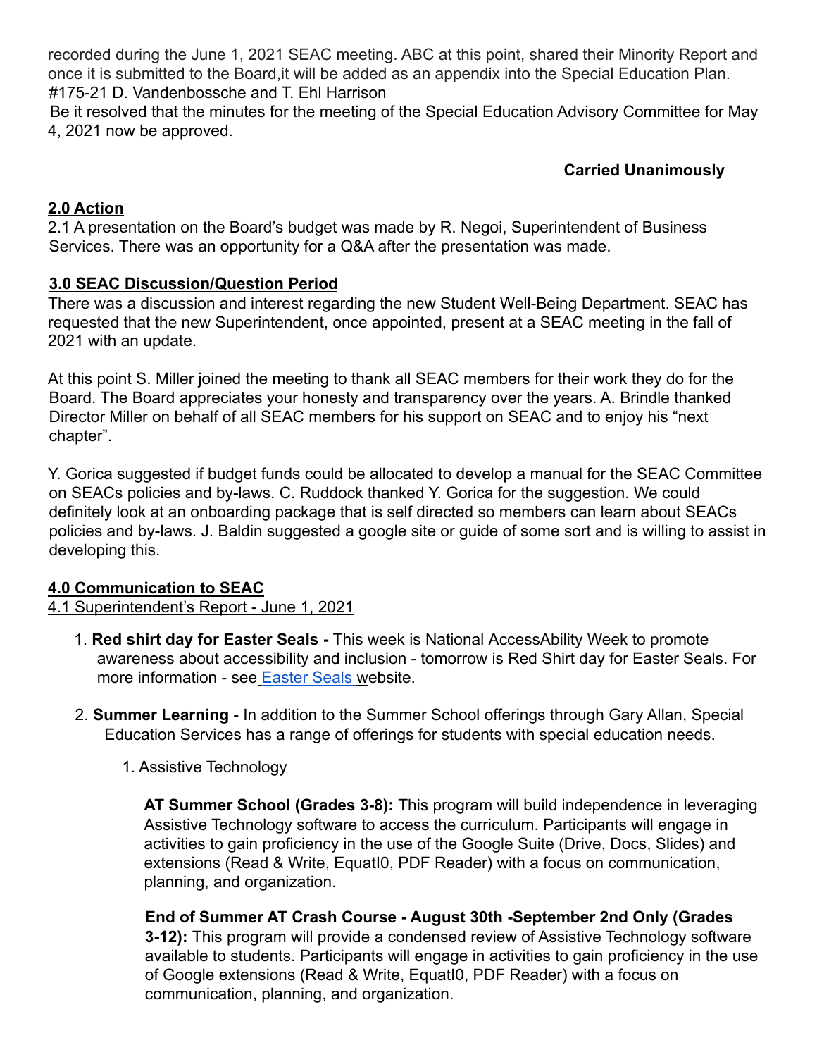recorded during the June 1, 2021 SEAC meeting. ABC at this point, shared their Minority Report and once it is submitted to the Board,it will be added as an appendix into the Special Education Plan.
#175-21 D. Vandenbossche and T. Ehl Harrison
Be it resolved that the minutes for the meeting of the Special Education Advisory Committee for May 4, 2021 now be approved.

**Carried Unanimously**

## 2.0 Action

2.1 A presentation on the Board's budget was made by R. Negoi, Superintendent of Business Services. There was an opportunity for a Q&A after the presentation was made.

## 3.0 SEAC Discussion/Question Period

There was a discussion and interest regarding the new Student Well-Being Department. SEAC has requested that the new Superintendent, once appointed, present at a SEAC meeting in the fall of 2021 with an update.

At this point S. Miller joined the meeting to thank all SEAC members for their work they do for the Board. The Board appreciates your honesty and transparency over the years. A. Brindle thanked Director Miller on behalf of all SEAC members for his support on SEAC and to enjoy his "next chapter".

Y. Gorica suggested if budget funds could be allocated to develop a manual for the SEAC Committee on SEACs policies and by-laws. C. Ruddock thanked Y. Gorica for the suggestion. We could definitely look at an onboarding package that is self directed so members can learn about SEACs policies and by-laws. J. Baldin suggested a google site or guide of some sort and is willing to assist in developing this.

## 4.0 Communication to SEAC

4.1 Superintendent's Report - June 1, 2021

1. **Red shirt day for Easter Seals -** This week is National AccessAbility Week to promote awareness about accessibility and inclusion - tomorrow is Red Shirt day for Easter Seals. For more information - see Easter Seals website.

2. **Summer Learning** - In addition to the Summer School offerings through Gary Allan, Special Education Services has a range of offerings for students with special education needs.

    1. Assistive Technology

        **AT Summer School (Grades 3-8):** This program will build independence in leveraging Assistive Technology software to access the curriculum. Participants will engage in activities to gain proficiency in the use of the Google Suite (Drive, Docs, Slides) and extensions (Read & Write, EquatI0, PDF Reader) with a focus on communication, planning, and organization.

        **End of Summer AT Crash Course - August 30th -September 2nd Only (Grades 3-12):** This program will provide a condensed review of Assistive Technology software available to students. Participants will engage in activities to gain proficiency in the use of Google extensions (Read & Write, EquatI0, PDF Reader) with a focus on communication, planning, and organization.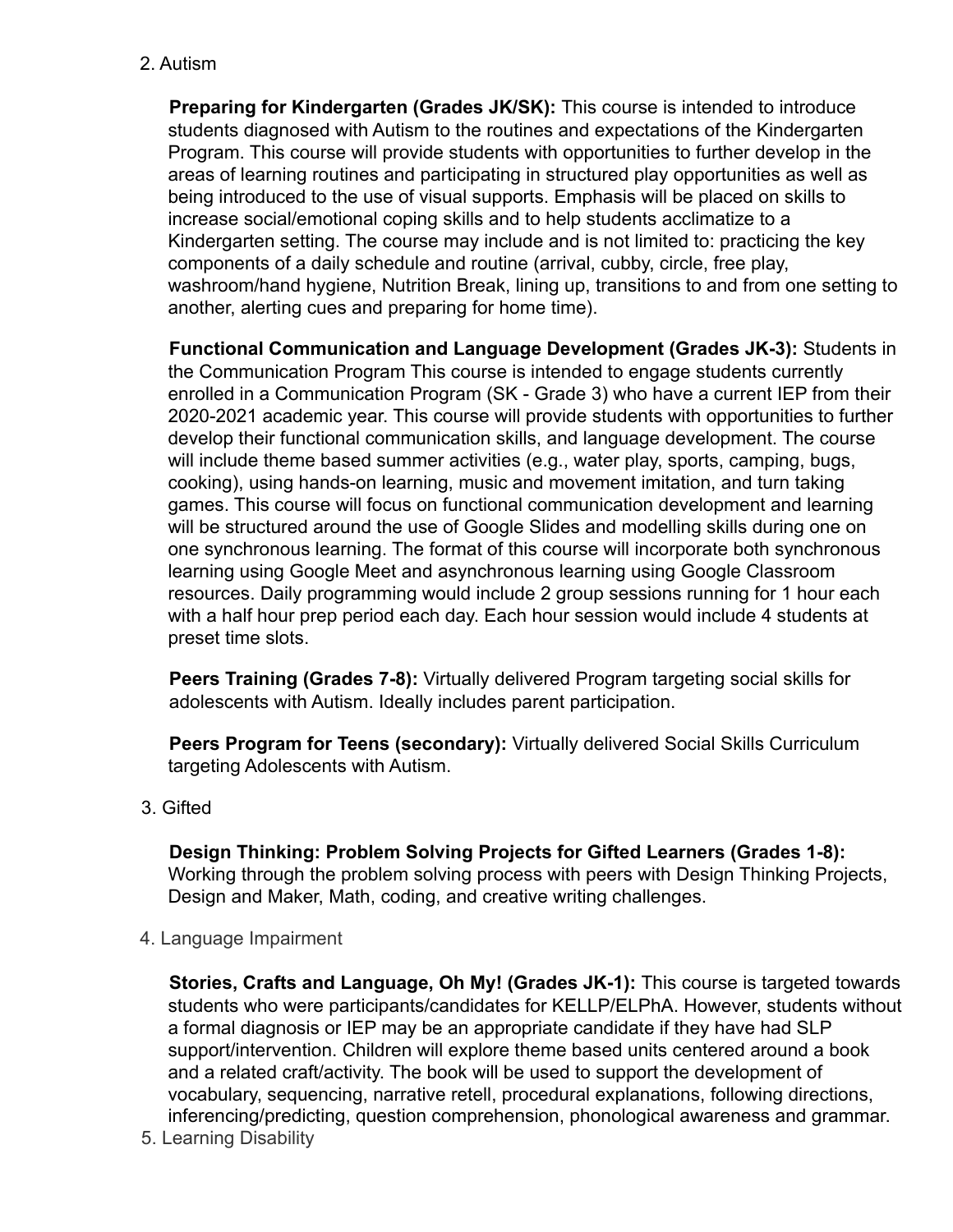2. Autism

**Preparing for Kindergarten (Grades JK/SK):** This course is intended to introduce students diagnosed with Autism to the routines and expectations of the Kindergarten Program. This course will provide students with opportunities to further develop in the areas of learning routines and participating in structured play opportunities as well as being introduced to the use of visual supports. Emphasis will be placed on skills to increase social/emotional coping skills and to help students acclimatize to a Kindergarten setting. The course may include and is not limited to: practicing the key components of a daily schedule and routine (arrival, cubby, circle, free play, washroom/hand hygiene, Nutrition Break, lining up, transitions to and from one setting to another, alerting cues and preparing for home time).

**Functional Communication and Language Development (Grades JK-3):** Students in the Communication Program This course is intended to engage students currently enrolled in a Communication Program (SK - Grade 3) who have a current IEP from their 2020-2021 academic year. This course will provide students with opportunities to further develop their functional communication skills, and language development. The course will include theme based summer activities (e.g., water play, sports, camping, bugs, cooking), using hands-on learning, music and movement imitation, and turn taking games. This course will focus on functional communication development and learning will be structured around the use of Google Slides and modelling skills during one on one synchronous learning. The format of this course will incorporate both synchronous learning using Google Meet and asynchronous learning using Google Classroom resources. Daily programming would include 2 group sessions running for 1 hour each with a half hour prep period each day. Each hour session would include 4 students at preset time slots.

**Peers Training (Grades 7-8):** Virtually delivered Program targeting social skills for adolescents with Autism. Ideally includes parent participation.

**Peers Program for Teens (secondary):** Virtually delivered Social Skills Curriculum targeting Adolescents with Autism.

3. Gifted

**Design Thinking: Problem Solving Projects for Gifted Learners (Grades 1-8):** Working through the problem solving process with peers with Design Thinking Projects, Design and Maker, Math, coding, and creative writing challenges.

4. Language Impairment

**Stories, Crafts and Language, Oh My! (Grades JK-1):** This course is targeted towards students who were participants/candidates for KELLP/ELPhA. However, students without a formal diagnosis or IEP may be an appropriate candidate if they have had SLP support/intervention. Children will explore theme based units centered around a book and a related craft/activity. The book will be used to support the development of vocabulary, sequencing, narrative retell, procedural explanations, following directions, inferencing/predicting, question comprehension, phonological awareness and grammar.

5. Learning Disability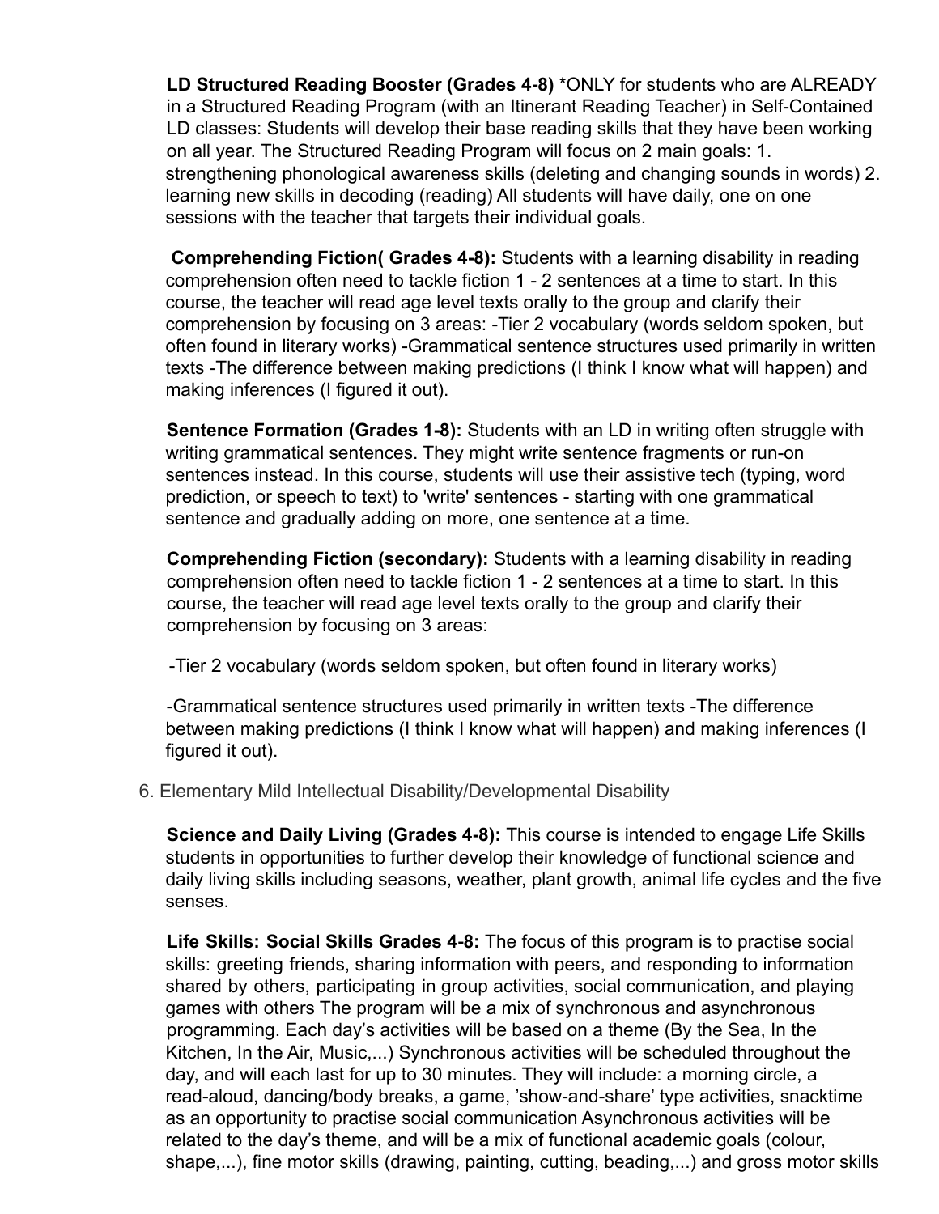**LD Structured Reading Booster (Grades 4-8)** *ONLY for students who are ALREADY in a Structured Reading Program (with an Itinerant Reading Teacher) in Self-Contained LD classes: Students will develop their base reading skills that they have been working on all year. The Structured Reading Program will focus on 2 main goals: 1. strengthening phonological awareness skills (deleting and changing sounds in words) 2. learning new skills in decoding (reading) All students will have daily, one on one sessions with the teacher that targets their individual goals.

**Comprehending Fiction( Grades 4-8):** Students with a learning disability in reading comprehension often need to tackle fiction 1 - 2 sentences at a time to start. In this course, the teacher will read age level texts orally to the group and clarify their comprehension by focusing on 3 areas: -Tier 2 vocabulary (words seldom spoken, but often found in literary works) -Grammatical sentence structures used primarily in written texts -The difference between making predictions (I think I know what will happen) and making inferences (I figured it out).

**Sentence Formation (Grades 1-8):** Students with an LD in writing often struggle with writing grammatical sentences. They might write sentence fragments or run-on sentences instead. In this course, students will use their assistive tech (typing, word prediction, or speech to text) to 'write' sentences - starting with one grammatical sentence and gradually adding on more, one sentence at a time.

**Comprehending Fiction (secondary):** Students with a learning disability in reading comprehension often need to tackle fiction 1 - 2 sentences at a time to start. In this course, the teacher will read age level texts orally to the group and clarify their comprehension by focusing on 3 areas:

-Tier 2 vocabulary (words seldom spoken, but often found in literary works)

-Grammatical sentence structures used primarily in written texts -The difference between making predictions (I think I know what will happen) and making inferences (I figured it out).

6. Elementary Mild Intellectual Disability/Developmental Disability

**Science and Daily Living (Grades 4-8):** This course is intended to engage Life Skills students in opportunities to further develop their knowledge of functional science and daily living skills including seasons, weather, plant growth, animal life cycles and the five senses.

**Life Skills: Social Skills Grades 4-8:** The focus of this program is to practise social skills: greeting friends, sharing information with peers, and responding to information shared by others, participating in group activities, social communication, and playing games with others The program will be a mix of synchronous and asynchronous programming. Each day's activities will be based on a theme (By the Sea, In the Kitchen, In the Air, Music,...) Synchronous activities will be scheduled throughout the day, and will each last for up to 30 minutes. They will include: a morning circle, a read-aloud, dancing/body breaks, a game, 'show-and-share' type activities, snacktime as an opportunity to practise social communication Asynchronous activities will be related to the day's theme, and will be a mix of functional academic goals (colour, shape,...), fine motor skills (drawing, painting, cutting, beading,...) and gross motor skills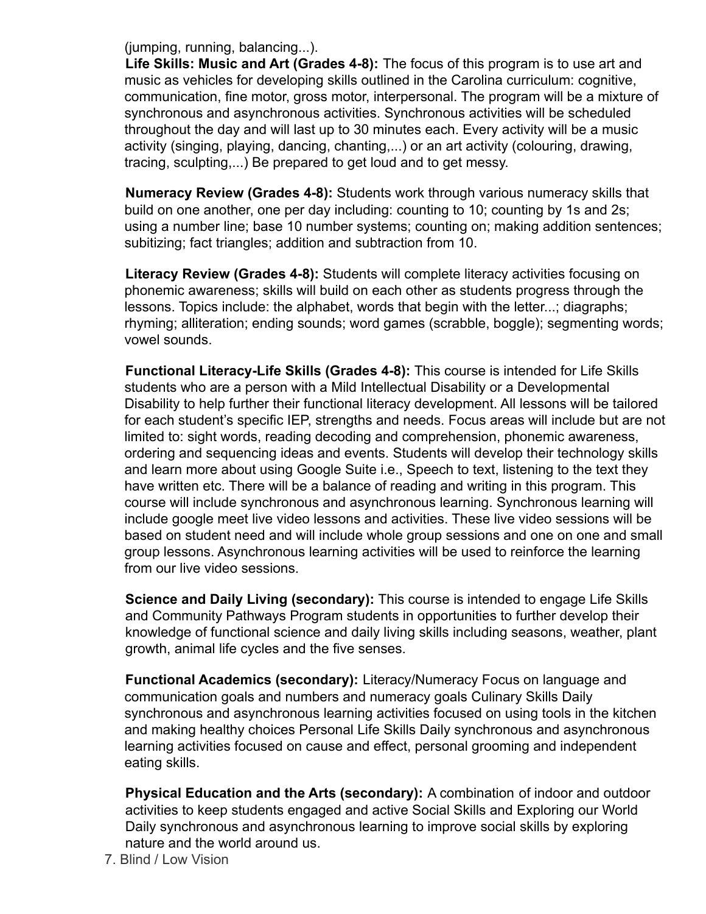(jumping, running, balancing...).

**Life Skills: Music and Art (Grades 4-8):** The focus of this program is to use art and music as vehicles for developing skills outlined in the Carolina curriculum: cognitive, communication, fine motor, gross motor, interpersonal. The program will be a mixture of synchronous and asynchronous activities. Synchronous activities will be scheduled throughout the day and will last up to 30 minutes each. Every activity will be a music activity (singing, playing, dancing, chanting,...) or an art activity (colouring, drawing, tracing, sculpting,...) Be prepared to get loud and to get messy.

**Numeracy Review (Grades 4-8):** Students work through various numeracy skills that build on one another, one per day including: counting to 10; counting by 1s and 2s; using a number line; base 10 number systems; counting on; making addition sentences; subitizing; fact triangles; addition and subtraction from 10.

**Literacy Review (Grades 4-8):** Students will complete literacy activities focusing on phonemic awareness; skills will build on each other as students progress through the lessons. Topics include: the alphabet, words that begin with the letter...; diagraphs; rhyming; alliteration; ending sounds; word games (scrabble, boggle); segmenting words; vowel sounds.

**Functional Literacy-Life Skills (Grades 4-8):** This course is intended for Life Skills students who are a person with a Mild Intellectual Disability or a Developmental Disability to help further their functional literacy development. All lessons will be tailored for each student's specific IEP, strengths and needs. Focus areas will include but are not limited to: sight words, reading decoding and comprehension, phonemic awareness, ordering and sequencing ideas and events. Students will develop their technology skills and learn more about using Google Suite i.e., Speech to text, listening to the text they have written etc. There will be a balance of reading and writing in this program. This course will include synchronous and asynchronous learning. Synchronous learning will include google meet live video lessons and activities. These live video sessions will be based on student need and will include whole group sessions and one on one and small group lessons. Asynchronous learning activities will be used to reinforce the learning from our live video sessions.

**Science and Daily Living (secondary):** This course is intended to engage Life Skills and Community Pathways Program students in opportunities to further develop their knowledge of functional science and daily living skills including seasons, weather, plant growth, animal life cycles and the five senses.

**Functional Academics (secondary):** Literacy/Numeracy Focus on language and communication goals and numbers and numeracy goals Culinary Skills Daily synchronous and asynchronous learning activities focused on using tools in the kitchen and making healthy choices Personal Life Skills Daily synchronous and asynchronous learning activities focused on cause and effect, personal grooming and independent eating skills.

**Physical Education and the Arts (secondary):** A combination of indoor and outdoor activities to keep students engaged and active Social Skills and Exploring our World Daily synchronous and asynchronous learning to improve social skills by exploring nature and the world around us.

7. Blind / Low Vision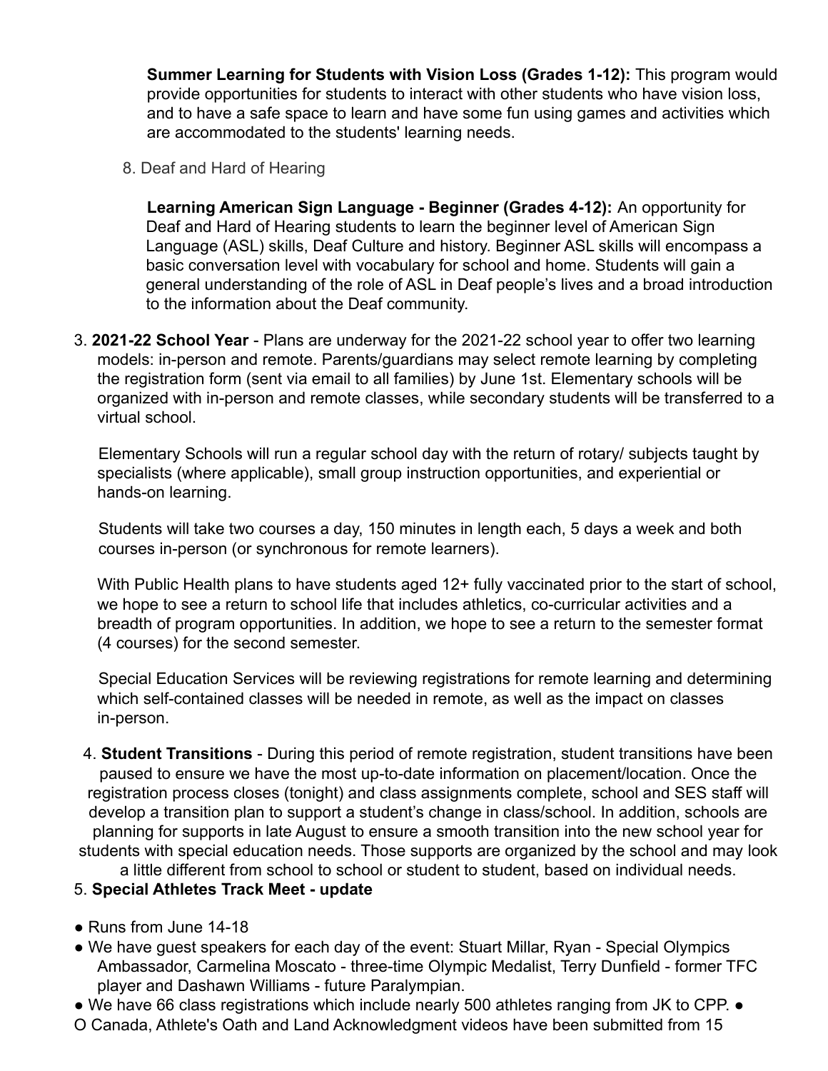**Summer Learning for Students with Vision Loss (Grades 1-12):** This program would provide opportunities for students to interact with other students who have vision loss, and to have a safe space to learn and have some fun using games and activities which are accommodated to the students' learning needs.

8. Deaf and Hard of Hearing

**Learning American Sign Language - Beginner (Grades 4-12):** An opportunity for Deaf and Hard of Hearing students to learn the beginner level of American Sign Language (ASL) skills, Deaf Culture and history. Beginner ASL skills will encompass a basic conversation level with vocabulary for school and home. Students will gain a general understanding of the role of ASL in Deaf people's lives and a broad introduction to the information about the Deaf community.

3. **2021-22 School Year** - Plans are underway for the 2021-22 school year to offer two learning models: in-person and remote. Parents/guardians may select remote learning by completing the registration form (sent via email to all families) by June 1st. Elementary schools will be organized with in-person and remote classes, while secondary students will be transferred to a virtual school.

   Elementary Schools will run a regular school day with the return of rotary/ subjects taught by specialists (where applicable), small group instruction opportunities, and experiential or hands-on learning.

   Students will take two courses a day, 150 minutes in length each, 5 days a week and both courses in-person (or synchronous for remote learners).

   With Public Health plans to have students aged 12+ fully vaccinated prior to the start of school, we hope to see a return to school life that includes athletics, co-curricular activities and a breadth of program opportunities. In addition, we hope to see a return to the semester format (4 courses) for the second semester.

   Special Education Services will be reviewing registrations for remote learning and determining which self-contained classes will be needed in remote, as well as the impact on classes in-person.

4. **Student Transitions** - During this period of remote registration, student transitions have been paused to ensure we have the most up-to-date information on placement/location. Once the registration process closes (tonight) and class assignments complete, school and SES staff will develop a transition plan to support a student's change in class/school. In addition, schools are planning for supports in late August to ensure a smooth transition into the new school year for students with special education needs. Those supports are organized by the school and may look a little different from school to school or student to student, based on individual needs.

5. **Special Athletes Track Meet - update**

- Runs from June 14-18
- We have guest speakers for each day of the event: Stuart Millar, Ryan - Special Olympics Ambassador, Carmelina Moscato - three-time Olympic Medalist, Terry Dunfield - former TFC player and Dashawn Williams - future Paralympian.
- We have 66 class registrations which include nearly 500 athletes ranging from JK to CPP.
- O Canada, Athlete's Oath and Land Acknowledgment videos have been submitted from 15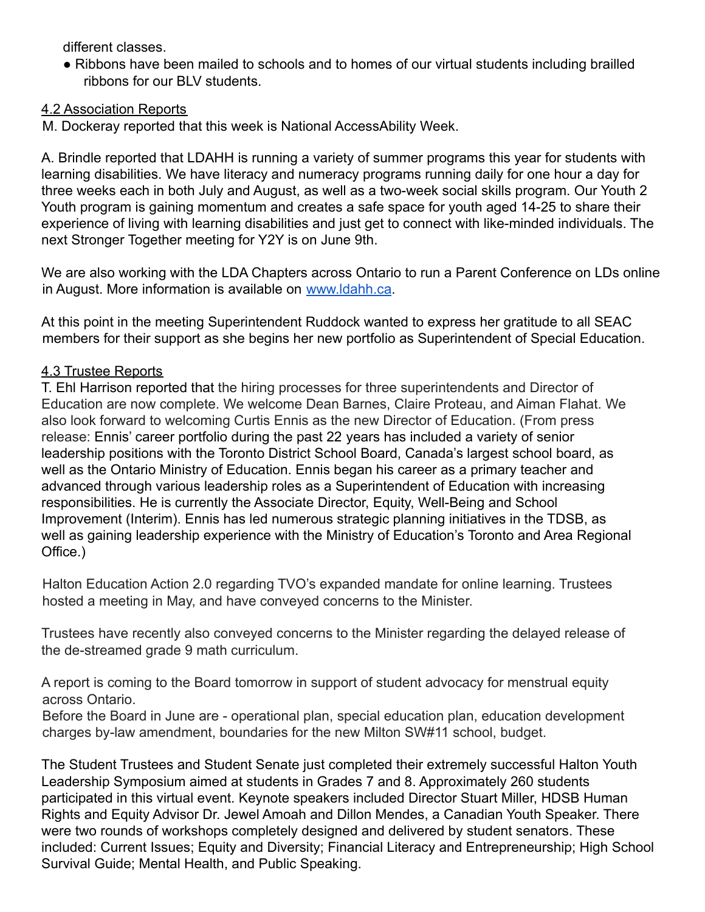different classes.

- Ribbons have been mailed to schools and to homes of our virtual students including brailled ribbons for our BLV students.

4.2 Association Reports

M. Dockeray reported that this week is National AccessAbility Week.

A. Brindle reported that LDAHH is running a variety of summer programs this year for students with learning disabilities. We have literacy and numeracy programs running daily for one hour a day for three weeks each in both July and August, as well as a two-week social skills program. Our Youth 2 Youth program is gaining momentum and creates a safe space for youth aged 14-25 to share their experience of living with learning disabilities and just get to connect with like-minded individuals. The next Stronger Together meeting for Y2Y is on June 9th.

We are also working with the LDA Chapters across Ontario to run a Parent Conference on LDs online in August. More information is available on [www.ldahh.ca](http://www.ldahh.ca).

At this point in the meeting Superintendent Ruddock wanted to express her gratitude to all SEAC members for their support as she begins her new portfolio as Superintendent of Special Education.

4.3 Trustee Reports

T. Ehl Harrison reported that the hiring processes for three superintendents and Director of Education are now complete. We welcome Dean Barnes, Claire Proteau, and Aiman Flahat. We also look forward to welcoming Curtis Ennis as the new Director of Education. (From press release: Ennis' career portfolio during the past 22 years has included a variety of senior leadership positions with the Toronto District School Board, Canada's largest school board, as well as the Ontario Ministry of Education. Ennis began his career as a primary teacher and advanced through various leadership roles as a Superintendent of Education with increasing responsibilities. He is currently the Associate Director, Equity, Well-Being and School Improvement (Interim). Ennis has led numerous strategic planning initiatives in the TDSB, as well as gaining leadership experience with the Ministry of Education's Toronto and Area Regional Office.)

Halton Education Action 2.0 regarding TVO's expanded mandate for online learning. Trustees hosted a meeting in May, and have conveyed concerns to the Minister.

Trustees have recently also conveyed concerns to the Minister regarding the delayed release of the de-streamed grade 9 math curriculum.

A report is coming to the Board tomorrow in support of student advocacy for menstrual equity across Ontario.
Before the Board in June are - operational plan, special education plan, education development charges by-law amendment, boundaries for the new Milton SW#11 school, budget.

The Student Trustees and Student Senate just completed their extremely successful Halton Youth Leadership Symposium aimed at students in Grades 7 and 8. Approximately 260 students participated in this virtual event. Keynote speakers included Director Stuart Miller, HDSB Human Rights and Equity Advisor Dr. Jewel Amoah and Dillon Mendes, a Canadian Youth Speaker. There were two rounds of workshops completely designed and delivered by student senators. These included: Current Issues; Equity and Diversity; Financial Literacy and Entrepreneurship; High School Survival Guide; Mental Health, and Public Speaking.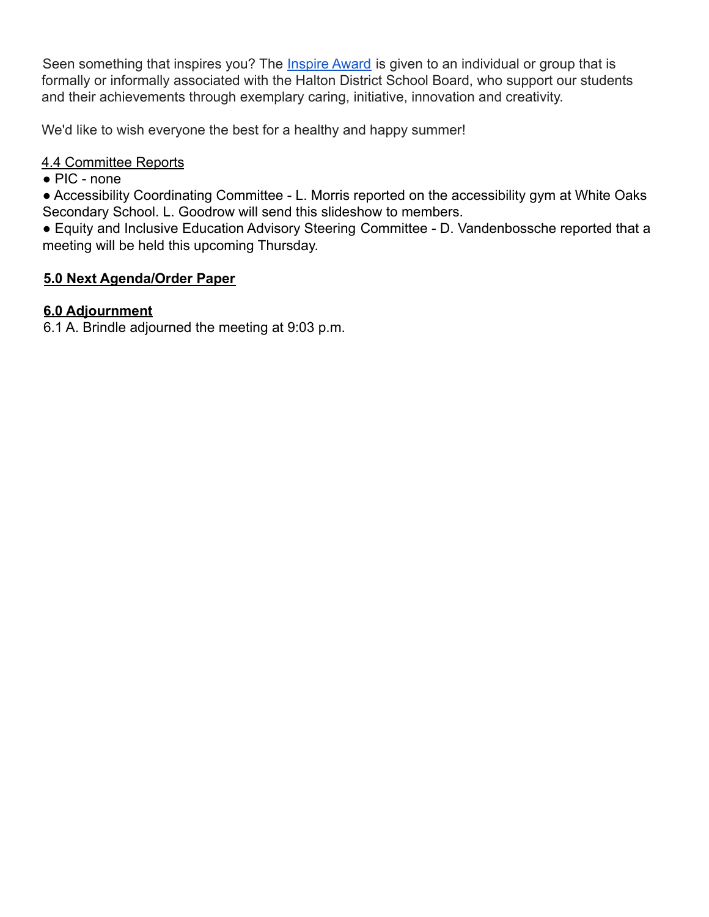Seen something that inspires you? The [Inspire Award](#) is given to an individual or group that is formally or informally associated with the Halton District School Board, who support our students and their achievements through exemplary caring, initiative, innovation and creativity.

We'd like to wish everyone the best for a healthy and happy summer!

4.4 Committee Reports

- PIC - none
- Accessibility Coordinating Committee - L. Morris reported on the accessibility gym at White Oaks Secondary School. L. Goodrow will send this slideshow to members.
- Equity and Inclusive Education Advisory Steering Committee - D. Vandenbossche reported that a meeting will be held this upcoming Thursday.

## 5.0 Next Agenda/Order Paper

## 6.0 Adjournment

6.1 A. Brindle adjourned the meeting at 9:03 p.m.